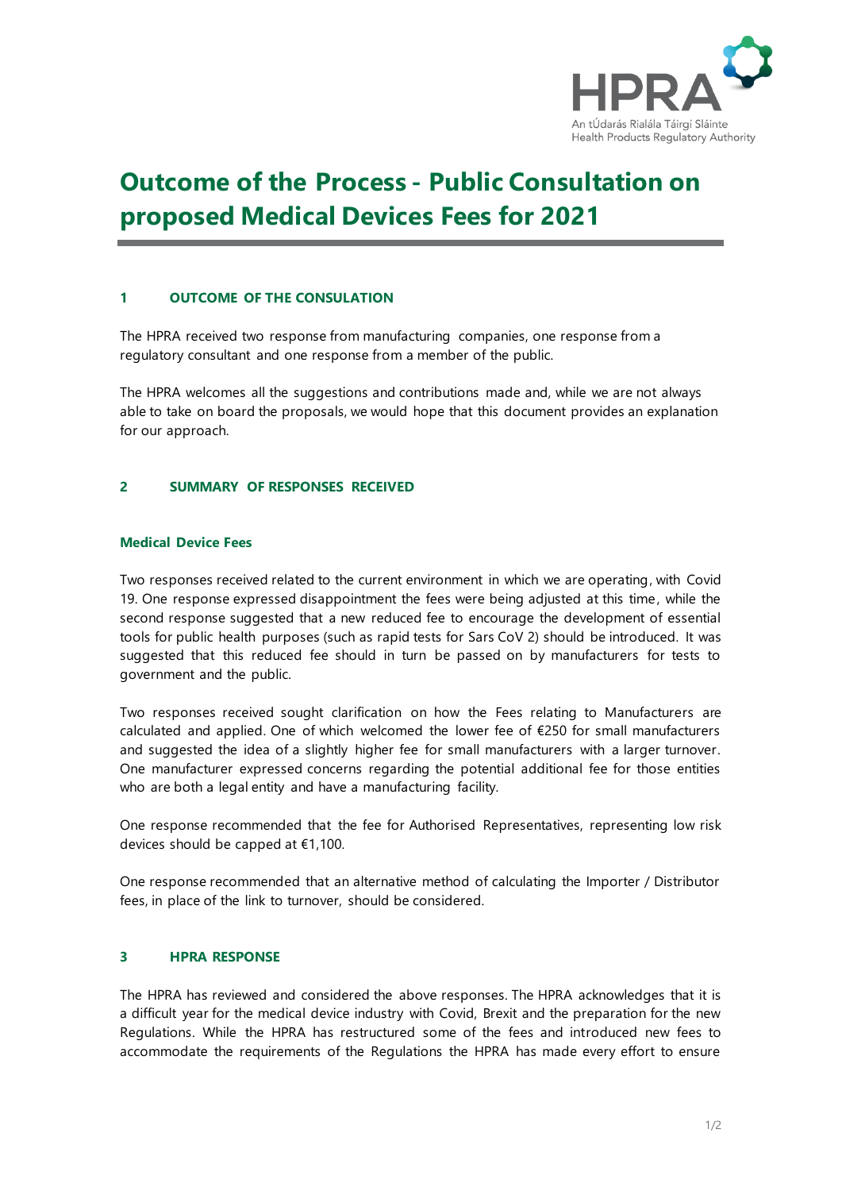# Outcome of the Process - Public Consultation on proposed Medical Devices Fees for 2021

## 1 OUTCOME OF THE CONSULATION

The HPRA received two response from manufacturing companies, one response from a regulatory consultant and one response from a member of the public.

The HPRA welcomes all the suggestions and contributions made and, while we are not always able to take on board the proposals, we would hope that this document provides an explanation for our approach.

## 2 SUMMARY OF RESPONSES RECEIVED

### Medical Device Fees

Two responses received related to the current environment in which we are operating, with Covid 19. One response expressed disappointment the fees were being adjusted at this time, while the second response suggested that a new reduced fee to encourage the development of essential tools for public health purposes (such as rapid tests for Sars CoV 2) should be introduced. It was suggested that this reduced fee should in turn be passed on by manufacturers for tests to government and the public.

Two responses received sought clarification on how the Fees relating to Manufacturers are calculated and applied. One of which welcomed the lower fee of €250 for small manufacturers and suggested the idea of a slightly higher fee for small manufacturers with a larger turnover. One manufacturer expressed concerns regarding the potential additional fee for those entities who are both a legal entity and have a manufacturing facility.

One response recommended that the fee for Authorised Representatives, representing low risk devices should be capped at €1,100.

One response recommended that an alternative method of calculating the Importer / Distributor fees, in place of the link to turnover, should be considered.

## 3 HPRA RESPONSE

The HPRA has reviewed and considered the above responses. The HPRA acknowledges that it is a difficult year for the medical device industry with Covid, Brexit and the preparation for the new Regulations. While the HPRA has restructured some of the fees and introduced new fees to accommodate the requirements of the Regulations the HPRA has made every effort to ensure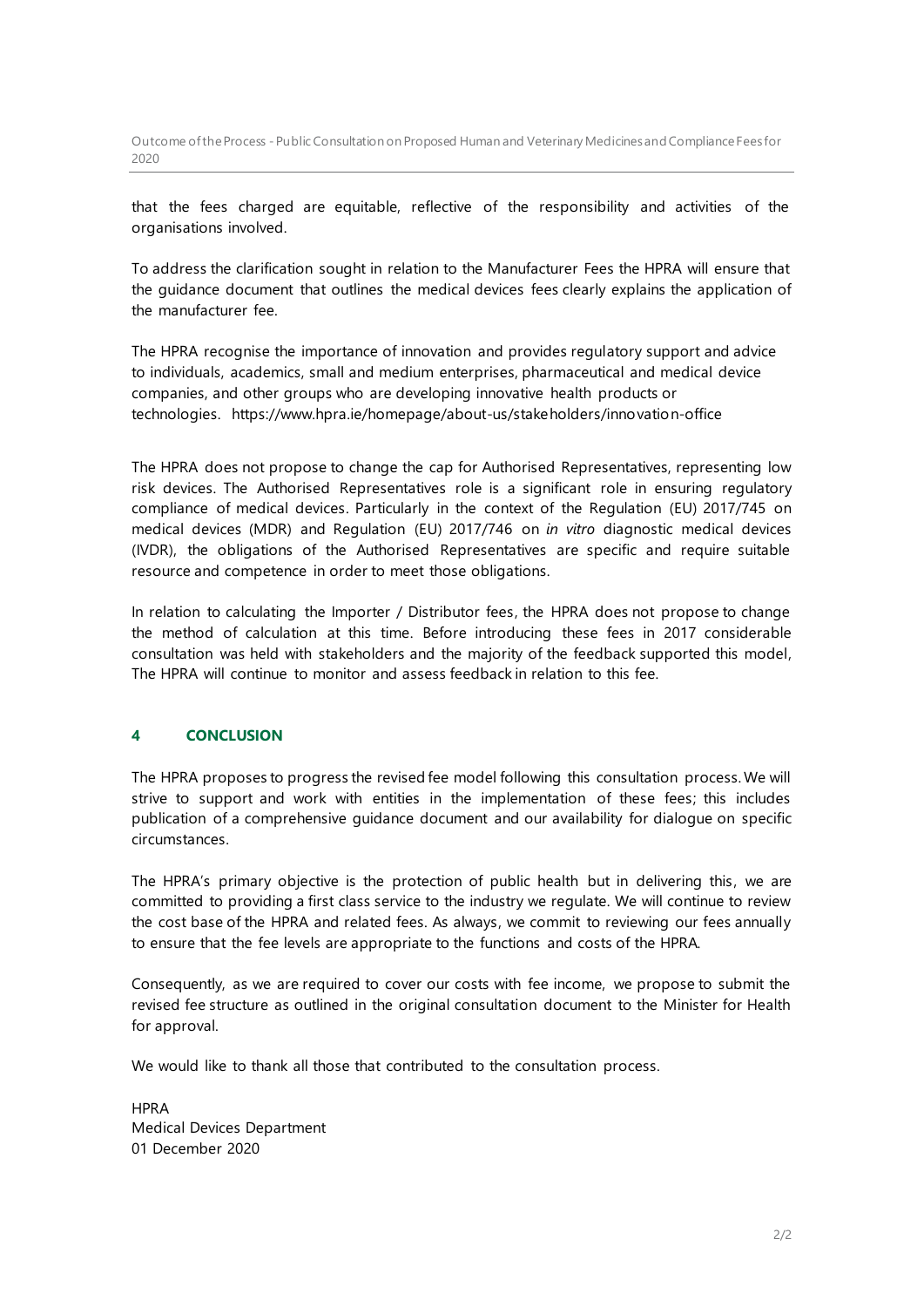that the fees charged are equitable, reflective of the responsibility and activities of the organisations involved.

To address the clarification sought in relation to the Manufacturer Fees the HPRA will ensure that the guidance document that outlines the medical devices fees clearly explains the application of the manufacturer fee.

The HPRA recognise the importance of innovation and provides regulatory support and advice to individuals, academics, small and medium enterprises, pharmaceutical and medical device companies, and other groups who are developing innovative health products or technologies. https://www.hpra.ie/homepage/about-us/stakeholders/innovation-office

The HPRA does not propose to change the cap for Authorised Representatives, representing low risk devices. The Authorised Representatives role is a significant role in ensuring regulatory compliance of medical devices. Particularly in the context of the Regulation (EU) 2017/745 on medical devices (MDR) and Regulation (EU) 2017/746 on *in vitro* diagnostic medical devices (IVDR), the obligations of the Authorised Representatives are specific and require suitable resource and competence in order to meet those obligations.

In relation to calculating the Importer / Distributor fees, the HPRA does not propose to change the method of calculation at this time. Before introducing these fees in 2017 considerable consultation was held with stakeholders and the majority of the feedback supported this model, The HPRA will continue to monitor and assess feedback in relation to this fee.

## 4 CONCLUSION

The HPRA proposes to progress the revised fee model following this consultation process. We will strive to support and work with entities in the implementation of these fees; this includes publication of a comprehensive guidance document and our availability for dialogue on specific circumstances.

The HPRA's primary objective is the protection of public health but in delivering this, we are committed to providing a first class service to the industry we regulate. We will continue to review the cost base of the HPRA and related fees. As always, we commit to reviewing our fees annually to ensure that the fee levels are appropriate to the functions and costs of the HPRA.

Consequently, as we are required to cover our costs with fee income, we propose to submit the revised fee structure as outlined in the original consultation document to the Minister for Health for approval.

We would like to thank all those that contributed to the consultation process.

HPRA  
Medical Devices Department  
01 December 2020